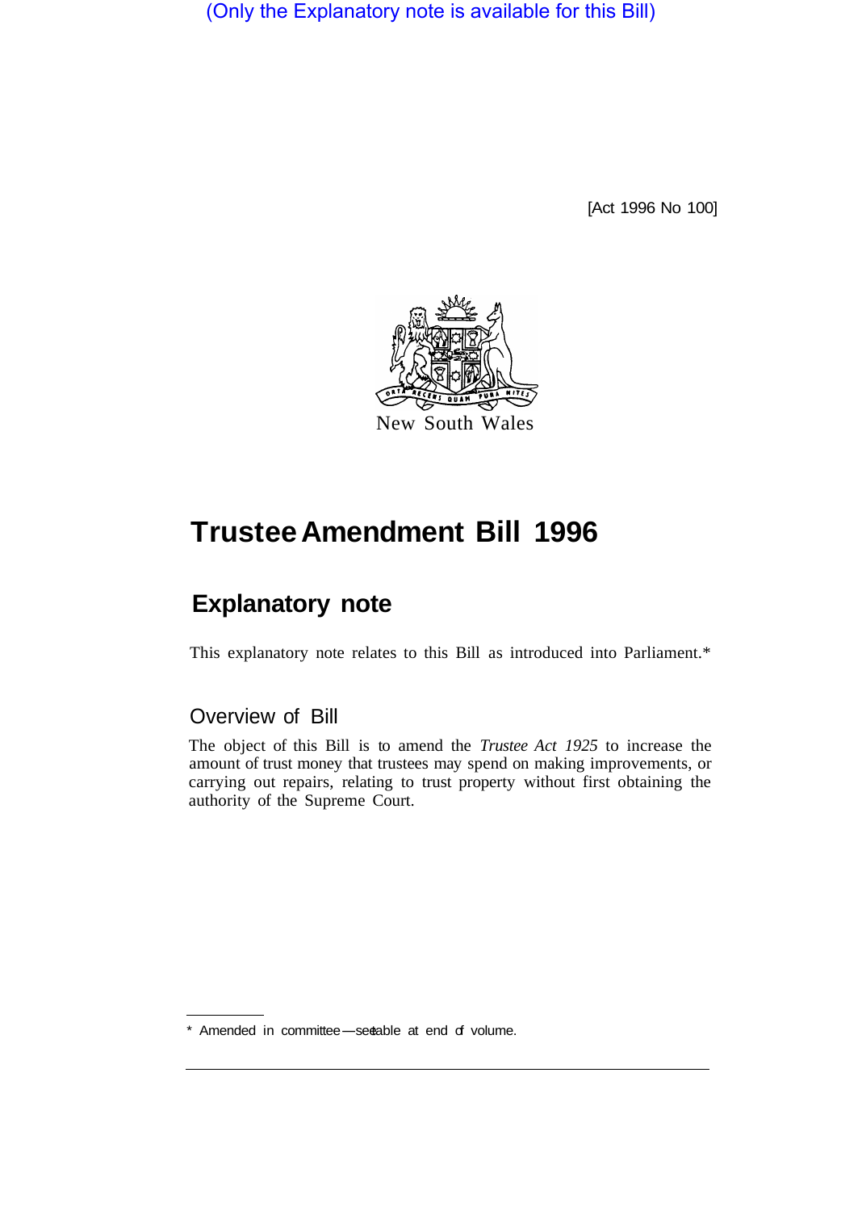(Only the Explanatory note is available for this Bill)

[Act 1996 No 100]

New South Wales

# Trustee Amendment Bill 1996

## Explanatory note

This explanatory note relates to this Bill as introduced into Parliament.*

### Overview of Bill

The object of this Bill is to amend the *Trustee Act 1925* to increase the amount of trust money that trustees may spend on making improvements, or carrying out repairs, relating to trust property without first obtaining the authority of the Supreme Court.

* Amended in committee—see table at end of volume.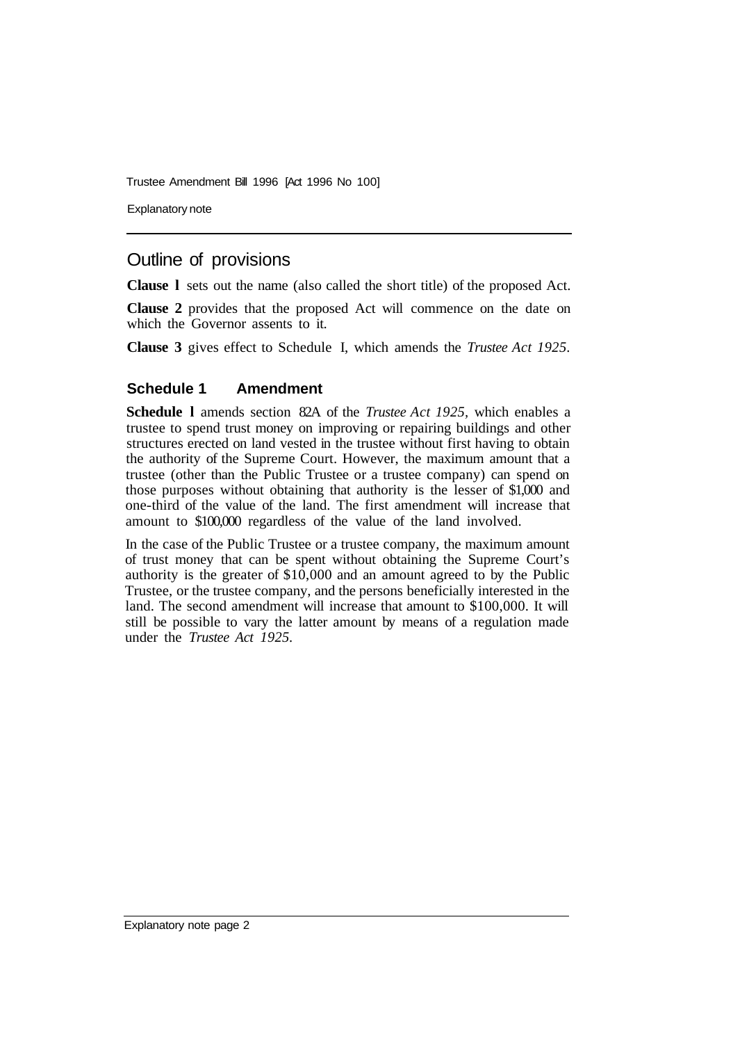## Outline of provisions

**Clause 1** sets out the name (also called the short title) of the proposed Act.

**Clause 2** provides that the proposed Act will commence on the date on which the Governor assents to it.

**Clause 3** gives effect to Schedule 1, which amends the *Trustee Act 1925*.

### Schedule 1 Amendment

**Schedule 1** amends section 82A of the *Trustee Act 1925*, which enables a trustee to spend trust money on improving or repairing buildings and other structures erected on land vested in the trustee without first having to obtain the authority of the Supreme Court. However, the maximum amount that a trustee (other than the Public Trustee or a trustee company) can spend on those purposes without obtaining that authority is the lesser of $1,000 and one-third of the value of the land. The first amendment will increase that amount to $100,000 regardless of the value of the land involved.

In the case of the Public Trustee or a trustee company, the maximum amount of trust money that can be spent without obtaining the Supreme Court's authority is the greater of $10,000 and an amount agreed to by the Public Trustee, or the trustee company, and the persons beneficially interested in the land. The second amendment will increase that amount to $100,000. It will still be possible to vary the latter amount by means of a regulation made under the *Trustee Act 1925*.